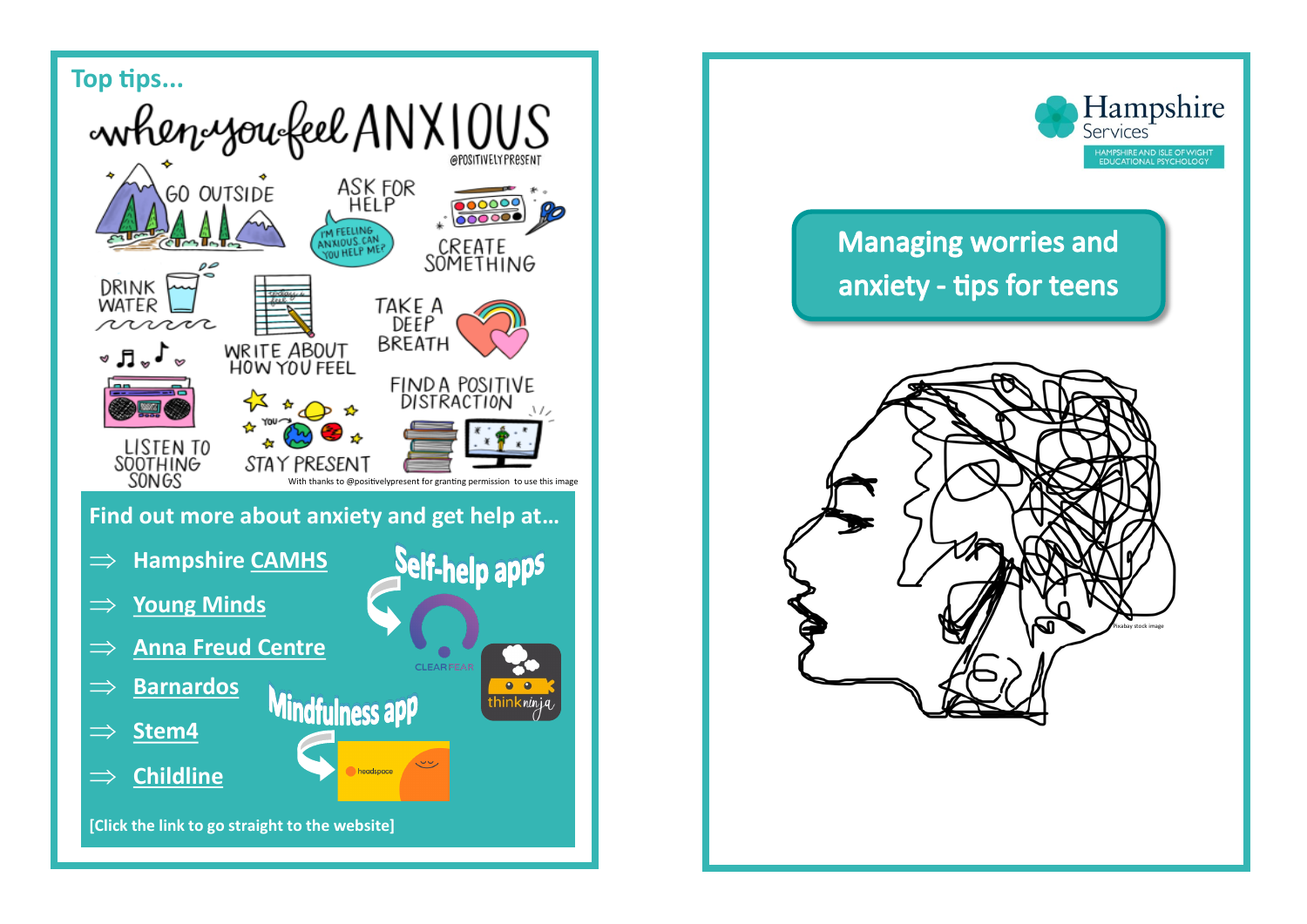## Top tips...

# when you feel ANXIOUS

@POSITIVELYPRESENT

- GO OUTSIDE
- ASK FOR HELP — "I'M FEELING ANXIOUS. CAN YOU HELP ME?"
- CREATE SOMETHING
- DRINK WATER
- WRITE ABOUT HOW YOU FEEL
- TAKE A DEEP BREATH
- LISTEN TO SOOTHING SONGS
- STAY PRESENT
- FIND A POSITIVE DISTRACTION

With thanks to @positivelypresent for granting permission to use this image

### Find out more about anxiety and get help at…

- ⇒ Hampshire CAMHS
- ⇒ Young Minds
- ⇒ Anna Freud Centre
- ⇒ Barnardos
- ⇒ Stem4
- ⇒ Childline

**Self-help apps**

- CLEARFEAR
- thinkninja

**Mindfulness app**

- headspace

[Click the link to go straight to the website]

---

Hampshire Services

HAMPSHIRE AND ISLE OF WIGHT EDUCATIONAL PSYCHOLOGY

# Managing worries and anxiety - tips for teens

Pixabay stock image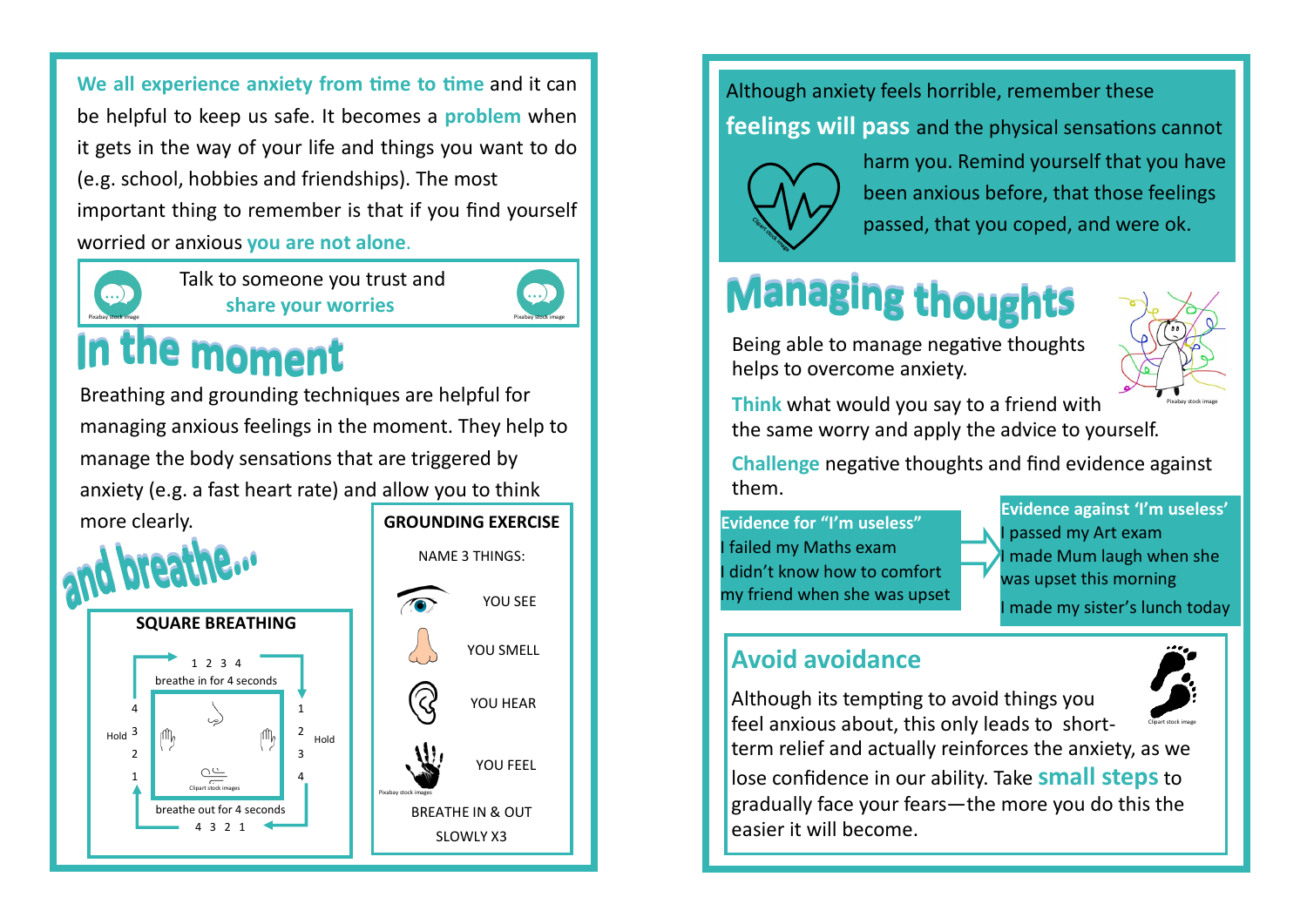**We all experience anxiety from time to time** and it can be helpful to keep us safe. It becomes a **problem** when it gets in the way of your life and things you want to do (e.g. school, hobbies and friendships). The most important thing to remember is that if you find yourself worried or anxious **you are not alone**.

Pixabay stock image

Talk to someone you trust and **share your worries**

Pixabay stock image

# In the moment

Breathing and grounding techniques are helpful for managing anxious feelings in the moment. They help to manage the body sensations that are triggered by anxiety (e.g. a fast heart rate) and allow you to think more clearly.

## and breathe...

### SQUARE BREATHING

1 2 3 4
breathe in for 4 seconds

1 2 3 4
Hold

4 3 2 1
breathe out for 4 seconds

4 3 2 1
Hold

Clipart stock images

### GROUNDING EXERCISE

NAME 3 THINGS:

YOU SEE

YOU SMELL

YOU HEAR

YOU FEEL

Pixabay stock images

BREATHE IN & OUT SLOWLY X3

Although anxiety feels horrible, remember these **feelings will pass** and the physical sensations cannot harm you. Remind yourself that you have been anxious before, that those feelings passed, that you coped, and were ok.

Clipart stock image

# Managing thoughts

Being able to manage negative thoughts helps to overcome anxiety.

Pixabay stock image

**Think** what would you say to a friend with the same worry and apply the advice to yourself.

**Challenge** negative thoughts and find evidence against them.

**Evidence for "I'm useless"**
I failed my Maths exam
I didn't know how to comfort my friend when she was upset

**Evidence against 'I'm useless'**
I passed my Art exam
I made Mum laugh when she was upset this morning
I made my sister's lunch today

## Avoid avoidance

Clipart stock image

Although its tempting to avoid things you feel anxious about, this only leads to short-term relief and actually reinforces the anxiety, as we lose confidence in our ability. Take **small steps** to gradually face your fears—the more you do this the easier it will become.